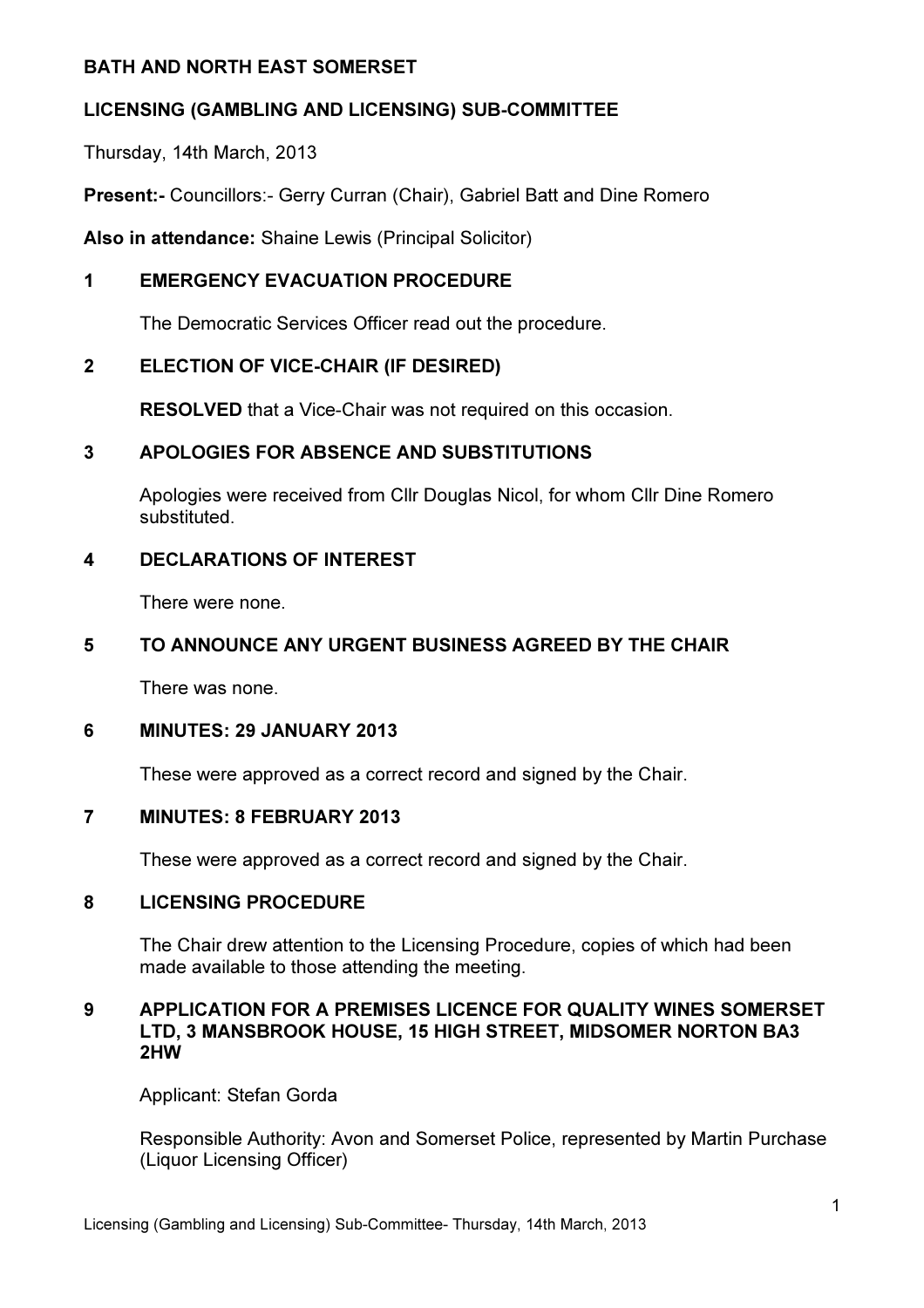# BATH AND NORTH EAST SOMERSET

## LICENSING (GAMBLING AND LICENSING) SUB-COMMITTEE

Thursday, 14th March, 2013

**Present:-** Councillors:- Gerry Curran (Chair), Gabriel Batt and Dine Romero

**Also in attendance:** Shaine Lewis (Principal Solicitor)

### 1 EMERGENCY EVACUATION PROCEDURE

The Democratic Services Officer read out the procedure.

### 2 ELECTION OF VICE-CHAIR (IF DESIRED)

**RESOLVED** that a Vice-Chair was not required on this occasion.

### 3 APOLOGIES FOR ABSENCE AND SUBSTITUTIONS

Apologies were received from Cllr Douglas Nicol, for whom Cllr Dine Romero substituted.

### 4 DECLARATIONS OF INTEREST

There were none.

### 5 TO ANNOUNCE ANY URGENT BUSINESS AGREED BY THE CHAIR

There was none.

### 6 MINUTES: 29 JANUARY 2013

These were approved as a correct record and signed by the Chair.

### 7 MINUTES: 8 FEBRUARY 2013

These were approved as a correct record and signed by the Chair.

### 8 LICENSING PROCEDURE

The Chair drew attention to the Licensing Procedure, copies of which had been made available to those attending the meeting.

### 9 APPLICATION FOR A PREMISES LICENCE FOR QUALITY WINES SOMERSET LTD, 3 MANSBROOK HOUSE, 15 HIGH STREET, MIDSOMER NORTON BA3 2HW

Applicant: Stefan Gorda

Responsible Authority: Avon and Somerset Police, represented by Martin Purchase (Liquor Licensing Officer)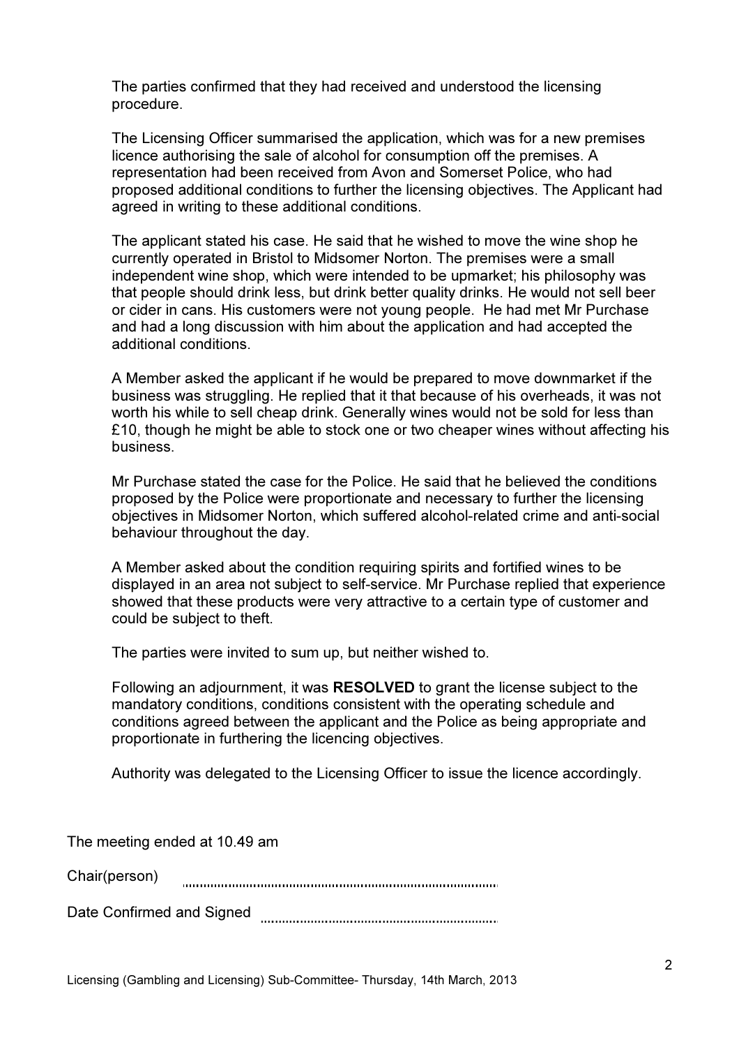The parties confirmed that they had received and understood the licensing procedure.

The Licensing Officer summarised the application, which was for a new premises licence authorising the sale of alcohol for consumption off the premises. A representation had been received from Avon and Somerset Police, who had proposed additional conditions to further the licensing objectives. The Applicant had agreed in writing to these additional conditions.

The applicant stated his case. He said that he wished to move the wine shop he currently operated in Bristol to Midsomer Norton. The premises were a small independent wine shop, which were intended to be upmarket; his philosophy was that people should drink less, but drink better quality drinks. He would not sell beer or cider in cans. His customers were not young people. He had met Mr Purchase and had a long discussion with him about the application and had accepted the additional conditions.

A Member asked the applicant if he would be prepared to move downmarket if the business was struggling. He replied that it that because of his overheads, it was not worth his while to sell cheap drink. Generally wines would not be sold for less than £10, though he might be able to stock one or two cheaper wines without affecting his business.

Mr Purchase stated the case for the Police. He said that he believed the conditions proposed by the Police were proportionate and necessary to further the licensing objectives in Midsomer Norton, which suffered alcohol-related crime and anti-social behaviour throughout the day.

A Member asked about the condition requiring spirits and fortified wines to be displayed in an area not subject to self-service. Mr Purchase replied that experience showed that these products were very attractive to a certain type of customer and could be subject to theft.

The parties were invited to sum up, but neither wished to.

Following an adjournment, it was **RESOLVED** to grant the license subject to the mandatory conditions, conditions consistent with the operating schedule and conditions agreed between the applicant and the Police as being appropriate and proportionate in furthering the licencing objectives.

Authority was delegated to the Licensing Officer to issue the licence accordingly.

The meeting ended at 10.49 am

Chair(person) ....................................................................................

Date Confirmed and Signed ..............................................................

Licensing (Gambling and Licensing) Sub-Committee- Thursday, 14th March, 2013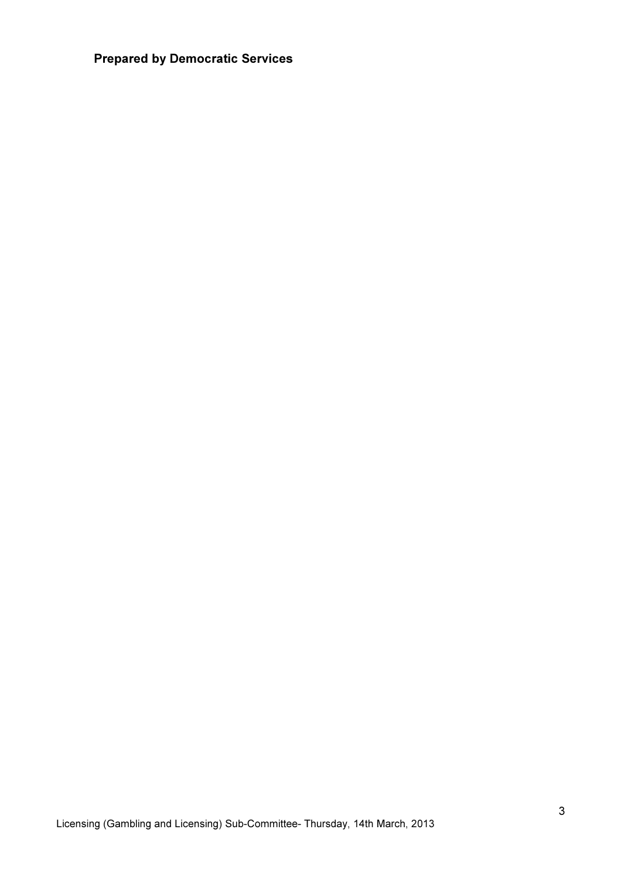**Prepared by Democratic Services**